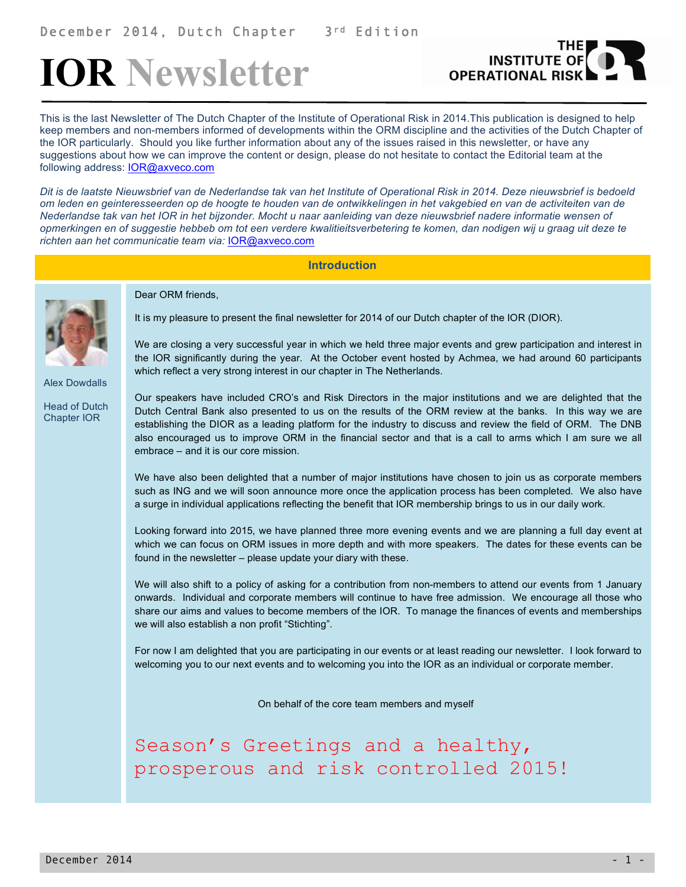December 2014, Dutch Chapter 3rd Edition

# IOR Newsletter

THE INSTITUTE OF OPERATIONAL RISK

This is the last Newsletter of The Dutch Chapter of the Institute of Operational Risk in 2014.This publication is designed to help keep members and non-members informed of developments within the ORM discipline and the activities of the Dutch Chapter of the IOR particularly. Should you like further information about any of the issues raised in this newsletter, or have any suggestions about how we can improve the content or design, please do not hesitate to contact the Editorial team at the following address: IOR@axveco.com

*Dit is de laatste Nieuwsbrief van de Nederlandse tak van het Institute of Operational Risk in 2014. Deze nieuwsbrief is bedoeld om leden en geinteresseerden op de hoogte te houden van de ontwikkelingen in het vakgebied en van de activiteiten van de Nederlandse tak van het IOR in het bijzonder. Mocht u naar aanleiding van deze nieuwsbrief nadere informatie wensen of opmerkingen en of suggestie hebbeb om tot een verdere kwalitieitsverbetering te komen, dan nodigen wij u graag uit deze te richten aan het communicatie team via:* IOR@axveco.com

## Introduction

Alex Dowdalls

Head of Dutch Chapter IOR

Dear ORM friends,

It is my pleasure to present the final newsletter for 2014 of our Dutch chapter of the IOR (DIOR).

We are closing a very successful year in which we held three major events and grew participation and interest in the IOR significantly during the year. At the October event hosted by Achmea, we had around 60 participants which reflect a very strong interest in our chapter in The Netherlands.

Our speakers have included CRO's and Risk Directors in the major institutions and we are delighted that the Dutch Central Bank also presented to us on the results of the ORM review at the banks. In this way we are establishing the DIOR as a leading platform for the industry to discuss and review the field of ORM. The DNB also encouraged us to improve ORM in the financial sector and that is a call to arms which I am sure we all embrace – and it is our core mission.

We have also been delighted that a number of major institutions have chosen to join us as corporate members such as ING and we will soon announce more once the application process has been completed. We also have a surge in individual applications reflecting the benefit that IOR membership brings to us in our daily work.

Looking forward into 2015, we have planned three more evening events and we are planning a full day event at which we can focus on ORM issues in more depth and with more speakers. The dates for these events can be found in the newsletter – please update your diary with these.

We will also shift to a policy of asking for a contribution from non-members to attend our events from 1 January onwards. Individual and corporate members will continue to have free admission. We encourage all those who share our aims and values to become members of the IOR. To manage the finances of events and memberships we will also establish a non profit "Stichting".

For now I am delighted that you are participating in our events or at least reading our newsletter. I look forward to welcoming you to our next events and to welcoming you into the IOR as an individual or corporate member.

On behalf of the core team members and myself

Season's Greetings and a healthy, prosperous and risk controlled 2015!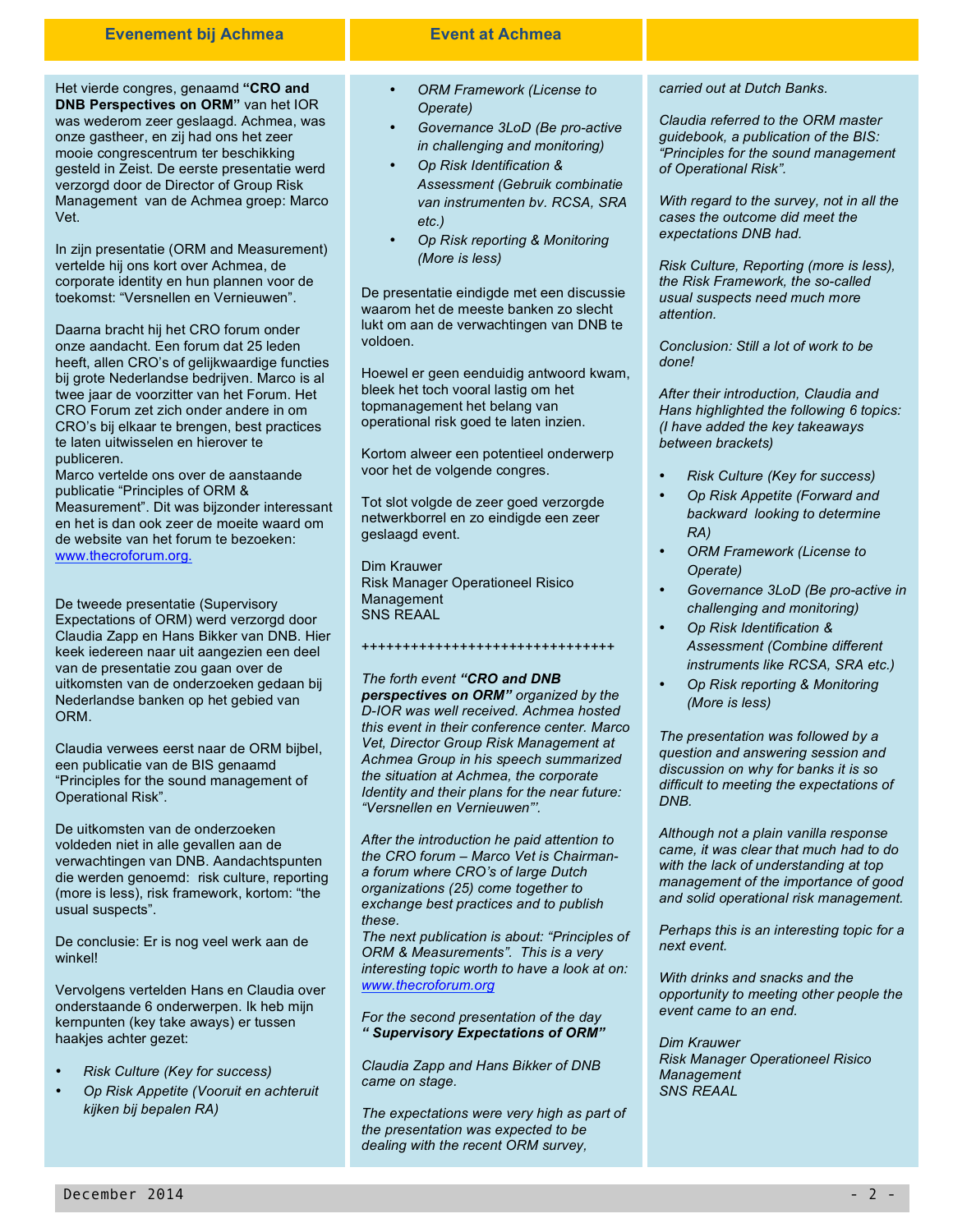## Evenement bij Achmea

Het vierde congres, genaamd **"CRO and DNB Perspectives on ORM"** van het IOR was wederom zeer geslaagd. Achmea, was onze gastheer, en zij had ons het zeer mooie congrescentrum ter beschikking gesteld in Zeist. De eerste presentatie werd verzorgd door de Director of Group Risk Management van de Achmea groep: Marco Vet.

In zijn presentatie (ORM and Measurement) vertelde hij ons kort over Achmea, de corporate identity en hun plannen voor de toekomst: "Versnellen en Vernieuwen".

Daarna bracht hij het CRO forum onder onze aandacht. Een forum dat 25 leden heeft, allen CRO's of gelijkwaardige functies bij grote Nederlandse bedrijven. Marco is al twee jaar de voorzitter van het Forum. Het CRO Forum zet zich onder andere in om CRO's bij elkaar te brengen, best practices te laten uitwisselen en hierover te publiceren.
Marco vertelde ons over de aanstaande publicatie "Principles of ORM & Measurement". Dit was bijzonder interessant en het is dan ook zeer de moeite waard om de website van het forum te bezoeken: www.thecroforum.org.

De tweede presentatie (Supervisory Expectations of ORM) werd verzorgd door Claudia Zapp en Hans Bikker van DNB. Hier keek iedereen naar uit aangezien een deel van de presentatie zou gaan over de uitkomsten van de onderzoeken gedaan bij Nederlandse banken op het gebied van ORM.

Claudia verwees eerst naar de ORM bijbel, een publicatie van de BIS genaamd "Principles for the sound management of Operational Risk".

De uitkomsten van de onderzoeken voldeden niet in alle gevallen aan de verwachtingen van DNB. Aandachtspunten die werden genoemd: risk culture, reporting (more is less), risk framework, kortom: "the usual suspects".

De conclusie: Er is nog veel werk aan de winkel!

Vervolgens vertelden Hans en Claudia over onderstaande 6 onderwerpen. Ik heb mijn kernpunten (key take aways) er tussen haakjes achter gezet:

- *Risk Culture (Key for success)*
- *Op Risk Appetite (Vooruit en achteruit kijken bij bepalen RA)*
- *ORM Framework (License to Operate)*
- *Governance 3LoD (Be pro-active in challenging and monitoring)*
- *Op Risk Identification & Assessment (Gebruik combinatie van instrumenten bv. RCSA, SRA etc.)*
- *Op Risk reporting & Monitoring (More is less)*

De presentatie eindigde met een discussie waarom het de meeste banken zo slecht lukt om aan de verwachtingen van DNB te voldoen.

Hoewel er geen eenduidig antwoord kwam, bleek het toch vooral lastig om het topmanagement het belang van operational risk goed te laten inzien.

Kortom alweer een potentieel onderwerp voor het de volgende congres.

Tot slot volgde de zeer goed verzorgde netwerkborrel en zo eindigde een zeer geslaagd event.

Dim Krauwer
Risk Manager Operationeel Risico Management
SNS REAAL

++++++++++++++++++++++++++++++++

## Event at Achmea

*The forth event **"CRO and DNB perspectives on ORM"** organized by the D-IOR was well received. Achmea hosted this event in their conference center. Marco Vet, Director Group Risk Management at Achmea Group in his speech summarized the situation at Achmea, the corporate Identity and their plans for the near future: "Versnellen en Vernieuwen"'.*

*After the introduction he paid attention to the CRO forum – Marco Vet is Chairman- a forum where CRO's of large Dutch organizations (25) come together to exchange best practices and to publish these.*
*The next publication is about: "Principles of ORM & Measurements". This is a very interesting topic worth to have a look at on: www.thecroforum.org*

*For the second presentation of the day **" Supervisory Expectations of ORM"***

*Claudia Zapp and Hans Bikker of DNB came on stage.*

*The expectations were very high as part of the presentation was expected to be dealing with the recent ORM survey, carried out at Dutch Banks.*

*Claudia referred to the ORM master guidebook, a publication of the BIS: "Principles for the sound management of Operational Risk".*

*With regard to the survey, not in all the cases the outcome did meet the expectations DNB had.*

*Risk Culture, Reporting (more is less), the Risk Framework, the so-called usual suspects need much more attention.*

*Conclusion: Still a lot of work to be done!*

*After their introduction, Claudia and Hans highlighted the following 6 topics: (I have added the key takeaways between brackets)*

- *Risk Culture (Key for success)*
- *Op Risk Appetite (Forward and backward looking to determine RA)*
- *ORM Framework (License to Operate)*
- *Governance 3LoD (Be pro-active in challenging and monitoring)*
- *Op Risk Identification & Assessment (Combine different instruments like RCSA, SRA etc.)*
- *Op Risk reporting & Monitoring (More is less)*

*The presentation was followed by a question and answering session and discussion on why for banks it is so difficult to meeting the expectations of DNB.*

*Although not a plain vanilla response came, it was clear that much had to do with the lack of understanding at top management of the importance of good and solid operational risk management.*

*Perhaps this is an interesting topic for a next event.*

*With drinks and snacks and the opportunity to meeting other people the event came to an end.*

*Dim Krauwer*
*Risk Manager Operationeel Risico Management*
*SNS REAAL*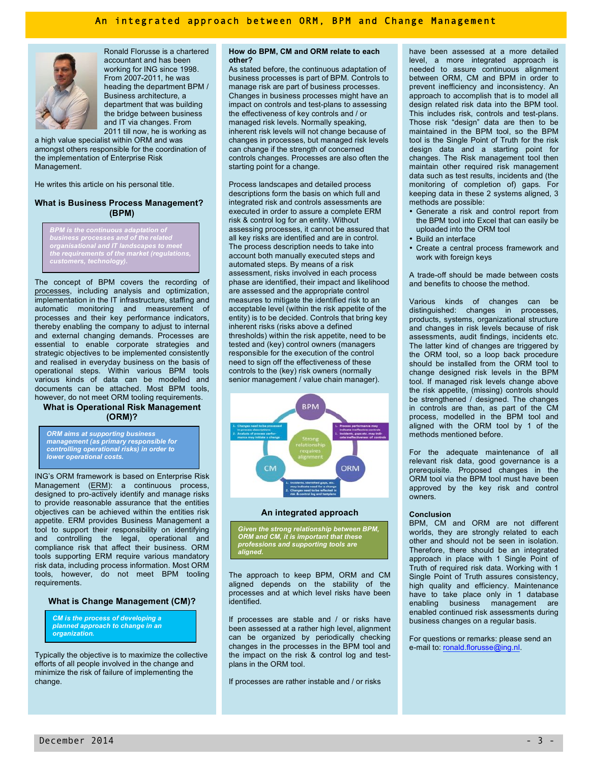# An integrated approach between ORM, BPM and Change Management

Ronald Florusse is a chartered accountant and has been working for ING since 1998. From 2007-2011, he was heading the department BPM / Business architecture, a department that was building the bridge between business and IT via changes. From 2011 till now, he is working as a high value specialist within ORM and was amongst others responsible for the coordination of the implementation of Enterprise Risk Management.

He writes this article on his personal title.

## What is Business Process Management? (BPM)

> *BPM is the continuous adaptation of business processes and of the related organisational and IT landscapes to meet the requirements of the market (regulations, customers, technology).*

The concept of BPM covers the recording of processes, including analysis and optimization, implementation in the IT infrastructure, staffing and automatic monitoring and measurement of processes and their key performance indicators, thereby enabling the company to adjust to internal and external changing demands. Processes are essential to enable corporate strategies and strategic objectives to be implemented consistently and realised in everyday business on the basis of operational steps. Within various BPM tools various kinds of data can be modelled and documents can be attached. Most BPM tools, however, do not meet ORM tooling requirements.

## What is Operational Risk Management (ORM)?

> *ORM aims at supporting business management (as primary responsible for controlling operational risks) in order to lower operational costs.*

ING's ORM framework is based on Enterprise Risk Management (ERM): a continuous process, designed to pro-actively identify and manage risks to provide reasonable assurance that the entities objectives can be achieved within the entities risk appetite. ERM provides Business Management a tool to support their responsibility on identifying and controlling the legal, operational and compliance risk that affect their business. ORM tools supporting ERM require various mandatory risk data, including process information. Most ORM tools, however, do not meet BPM tooling requirements.

## What is Change Management (CM)?

> *CM is the process of developing a planned approach to change in an organization.*

Typically the objective is to maximize the collective efforts of all people involved in the change and minimize the risk of failure of implementing the change.

**How do BPM, CM and ORM relate to each other?**

As stated before, the continuous adaptation of business processes is part of BPM. Controls to manage risk are part of business processes. Changes in business processes might have an impact on controls and test-plans to assessing the effectiveness of key controls and / or managed risk levels. Normally speaking, inherent risk levels will not change because of changes in processes, but managed risk levels can change if the strength of concerned controls changes. Processes are also often the starting point for a change.

Process landscapes and detailed process descriptions form the basis on which full and integrated risk and controls assessments are executed in order to assure a complete ERM risk & control log for an entity. Without assessing processes, it cannot be assured that all key risks are identified and are in control. The process description needs to take into account both manually executed steps and automated steps. By means of a risk assessment, risks involved in each process phase are identified, their impact and likelihood are assessed and the appropriate control measures to mitigate the identified risk to an acceptable level (within the risk appetite of the entity) is to be decided. Controls that bring key inherent risks (risks above a defined thresholds) within the risk appetite, need to be tested and (key) control owners (managers responsible for the execution of the control need to sign off the effectiveness of these controls to the (key) risk owners (normally senior management / value chain manager).

## An integrated approach

> *Given the strong relationship between BPM, ORM and CM, it is important that these professions and supporting tools are aligned.*

The approach to keep BPM, ORM and CM aligned depends on the stability of the processes and at which level risks have been identified.

If processes are stable and / or risks have been assessed at a rather high level, alignment can be organized by periodically checking changes in the processes in the BPM tool and the impact on the risk & control log and test-plans in the ORM tool.

If processes are rather instable and / or risks have been assessed at a more detailed level, a more integrated approach is needed to assure continuous alignment between ORM, CM and BPM in order to prevent inefficiency and inconsistency. An approach to accomplish that is to model all design related risk data into the BPM tool. This includes risk, controls and test-plans. Those risk "design" data are then to be maintained in the BPM tool, so the BPM tool is the Single Point of Truth for the risk design data and a starting point for changes. The Risk management tool then maintain other required risk management data such as test results, incidents and (the monitoring of completion of) gaps. For keeping data in these 2 systems aligned, 3 methods are possible:

- Generate a risk and control report from the BPM tool into Excel that can easily be uploaded into the ORM tool
- Build an interface
- Create a central process framework and work with foreign keys

A trade-off should be made between costs and benefits to choose the method.

Various kinds of changes can be distinguished: changes in processes, products, systems, organizational structure and changes in risk levels because of risk assessments, audit findings, incidents etc. The latter kind of changes are triggered by the ORM tool, so a loop back procedure should be installed from the ORM tool to change designed risk levels in the BPM tool. If managed risk levels change above the risk appetite, (missing) controls should be strengthened / designed. The changes in controls are than, as part of the CM process, modelled in the BPM tool and aligned with the ORM tool by 1 of the methods mentioned before.

For the adequate maintenance of all relevant risk data, good governance is a prerequisite. Proposed changes in the ORM tool via the BPM tool must have been approved by the key risk and control owners.

**Conclusion**

BPM, CM and ORM are not different worlds, they are strongly related to each other and should not be seen in isolation. Therefore, there should be an integrated approach in place with 1 Single Point of Truth of required risk data. Working with 1 Single Point of Truth assures consistency, high quality and efficiency. Maintenance have to take place only in 1 database enabling business management are enabled continued risk assessments during business changes on a regular basis.

For questions or remarks: please send an e-mail to: ronald.florusse@ing.nl.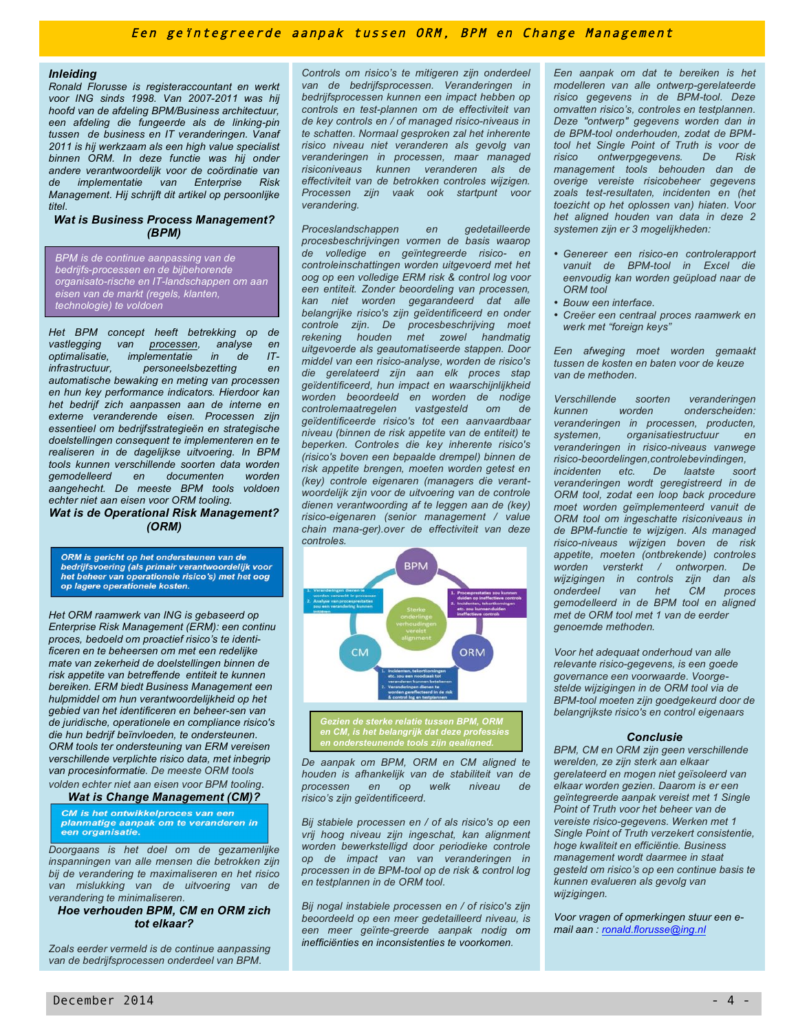# Een geïntegreerde aanpak tussen ORM, BPM en Change Management

## Inleiding

*Ronald Florusse is registeraccountant en werkt voor ING sinds 1998. Van 2007-2011 was hij hoofd van de afdeling BPM/Business architectuur, een afdeling die fungeerde als de linking-pin tussen de business en IT veranderingen. Vanaf 2011 is hij werkzaam als een high value specialist binnen ORM. In deze functie was hij onder andere verantwoordelijk voor de coördinatie van de implementatie van Enterprise Risk Management. Hij schrijft dit artikel op persoonlijke titel.*

## Wat is Business Process Management? (BPM)

> BPM is de continue aanpassing van de bedrijfs-processen en de bijbehorende organisato-rische en IT-landschappen om aan eisen van de markt (regels, klanten, technologie) te voldoen

*Het BPM concept heeft betrekking op de vastlegging van processen, analyse en optimalisatie, implementatie in de IT-infrastructuur, personeelsbezetting en automatische bewaking en meting van processen en hun key performance indicators. Hierdoor kan het bedrijf zich aanpassen aan de interne en externe veranderende eisen. Processen zijn essentieel om bedrijfsstrategieën en strategische doelstellingen consequent te implementeren en te realiseren in de dagelijkse uitvoering. In BPM tools kunnen verschillende soorten data worden gemodelleerd en documenten worden aangehecht. De meeste BPM tools voldoen echter niet aan eisen voor ORM tooling.*

## Wat is de Operational Risk Management? (ORM)

> **ORM is gericht op het ondersteunen van de bedrijfsvoering (als primair verantwoordelijk voor het beheer van operationele risico's) met het oog op lagere operationele kosten.**

*Het ORM raamwerk van ING is gebaseerd op Enterprise Risk Management (ERM): een continu proces, bedoeld om proactief risico's te identi-ficeren en te beheersen om met een redelijke mate van zekerheid de doelstellingen binnen de risk appetite van de betreffende entiteit te kunnen bereiken. ERM biedt Business Management een hulpmiddel om hun verantwoordelijkheid op het gebied van het identificeren en beheer-sen van de juridische, operationele en compliance risico's die hun bedrijf beïnvloeden, te ondersteunen. ORM tools ter ondersteuning van ERM vereisen verschillende verplichte risico data, met inbegrip van procesinformatie. De meeste ORM tools volden echter niet aan eisen voor BPM tooling.*

## Wat is Change Management (CM)?

> **CM is het ontwikkelproces van een planmatige aanpak om te veranderen in een organisatie.**

*Doorgaans is het doel om de gezamenlijke inspanningen van alle mensen die betrokken zijn bij de verandering te maximaliseren en het risico van mislukking van de uitvoering van de verandering te minimaliseren.*

## Hoe verhouden BPM, CM en ORM zich tot elkaar?

*Zoals eerder vermeld is de continue aanpassing van de bedrijfsprocessen onderdeel van BPM. Controls om risico's te mitigeren zijn onderdeel van de bedrijfsprocessen. Veranderingen in bedrijfsprocessen kunnen een impact hebben op controls en test-plannen om de effectiviteit van de key controls en / of managed risico-niveaus in te schatten. Normaal gesproken zal het inherente risico niveau niet veranderen als gevolg van veranderingen in processen, maar managed risiconiveaus kunnen veranderen als de effectiviteit van de betrokken controles wijzigen. Processen zijn vaak ook startpunt voor verandering.*

*Proceslandschappen en gedetailleerde procesbeschrijvingen vormen de basis waarop de volledige en geïntegreerde risico- en controleinschattingen worden uitgevoerd met het oog op een volledige ERM risk & control log voor een entiteit. Zonder beoordeling van processen, kan niet worden gegarandeerd dat alle belangrijke risico's zijn geïdentificeerd en onder controle zijn. De procesbeschrijving moet rekening houden met zowel handmatig uitgevoerde als geautomatiseerde stappen. Door middel van een risico-analyse, worden de risico's die gerelateerd zijn aan elk proces stap geïdentificeerd, hun impact en waarschijnlijkheid worden beoordeeld en worden de nodige controlemaatregelen vastgesteld om de geïdentificeerde risico's tot een aanvaardbaar niveau (binnen de risk appetite van de entiteit) te beperken. Controles die key inherente risico's (risico's boven een bepaalde drempel) binnen de risk appetite brengen, moeten worden getest en (key) controle eigenaren (managers die verant-woordelijk zijn voor de uitvoering van de controle dienen verantwoording af te leggen aan de (key) risico-eigenaren (senior management / value chain mana-ger).over de effectiviteit van deze controles.*

> **Gezien de sterke relatie tussen BPM, ORM en CM, is het belangrijk dat deze professies en ondersteunende tools zijn gealigned.**

*De aanpak om BPM, ORM en CM aligned te houden is afhankelijk van de stabiliteit van de processen en op welk niveau de risico's zijn geïdentificeerd.*

*Bij stabiele processen en / of als risico's op een vrij hoog niveau zijn ingeschat, kan alignment worden bewerkstelligd door periodieke controle op de impact van van veranderingen in processen in de BPM-tool op de risk & control log en testplannen in de ORM tool.*

*Bij nogal instabiele processen en / of risico's zijn beoordeeld op een meer gedetailleerd niveau, is een meer geïnte-greerde aanpak nodig om inefficiënties en inconsistenties te voorkomen.*

*Een aanpak om dat te bereiken is het modelleren van alle ontwerp-gerelateerde risico gegevens in de BPM-tool. Deze omvatten risico's, controles en testplannen. Deze "ontwerp" gegevens worden dan in de BPM-tool onderhouden, zodat de BPM-tool het Single Point of Truth is voor de risico ontwerpgegevens. De Risk management tools behouden dan de overige vereiste risicobeheer gegevens zoals test-resultaten, incidenten en (het toezicht op het oplossen van) hiaten. Voor het aligned houden van data in deze 2 systemen zijn er 3 mogelijkheden:*

- *Genereer een risico-en controlerapport vanuit de BPM-tool in Excel die eenvoudig kan worden geüpload naar de ORM tool*
- *Bouw een interface.*
- *Creëer een centraal proces raamwerk en werk met "foreign keys"*

*Een afweging moet worden gemaakt tussen de kosten en baten voor de keuze van de methoden.*

*Verschillende soorten veranderingen kunnen worden onderscheiden: veranderingen in processen, producten, systemen, organisatiestructuur en veranderingen in risico-niveaus vanwege risico-beoordelingen,controlebevindingen, incidenten etc. De laatste soort veranderingen wordt geregistreerd in de ORM tool, zodat een loop back procedure moet worden geïmplementeerd vanuit de ORM tool om ingeschatte risiconiveaus in de BPM-functie te wijzigen. Als managed risico-niveaus wijzigen boven de risk appetite, moeten (ontbrekende) controles worden versterkt / ontworpen. De wijzigingen in controls zijn dan als onderdeel van het CM proces gemodelleerd in de BPM tool en aligned met de ORM tool met 1 van de eerder genoemde methoden.*

*Voor het adequaat onderhoud van alle relevante risico-gegevens, is een goede governance een voorwaarde. Voorge-stelde wijzigingen in de ORM tool via de BPM-tool moeten zijn goedgekeurd door de belangrijkste risico's en control eigenaars*

## Conclusie

*BPM, CM en ORM zijn geen verschillende werelden, ze zijn sterk aan elkaar gerelateerd en mogen niet geïsoleerd van elkaar worden gezien. Daarom is er een geïntegreerde aanpak vereist met 1 Single Point of Truth voor het beheer van de vereiste risico-gegevens. Werken met 1 Single Point of Truth verzekert consistentie, hoge kwaliteit en efficiëntie. Business management wordt daarmee in staat gesteld om risico's op een continue basis te kunnen evalueren als gevolg van wijzigingen.*

*Voor vragen of opmerkingen stuur een e-mail aan : ronald.florusse@ing.nl*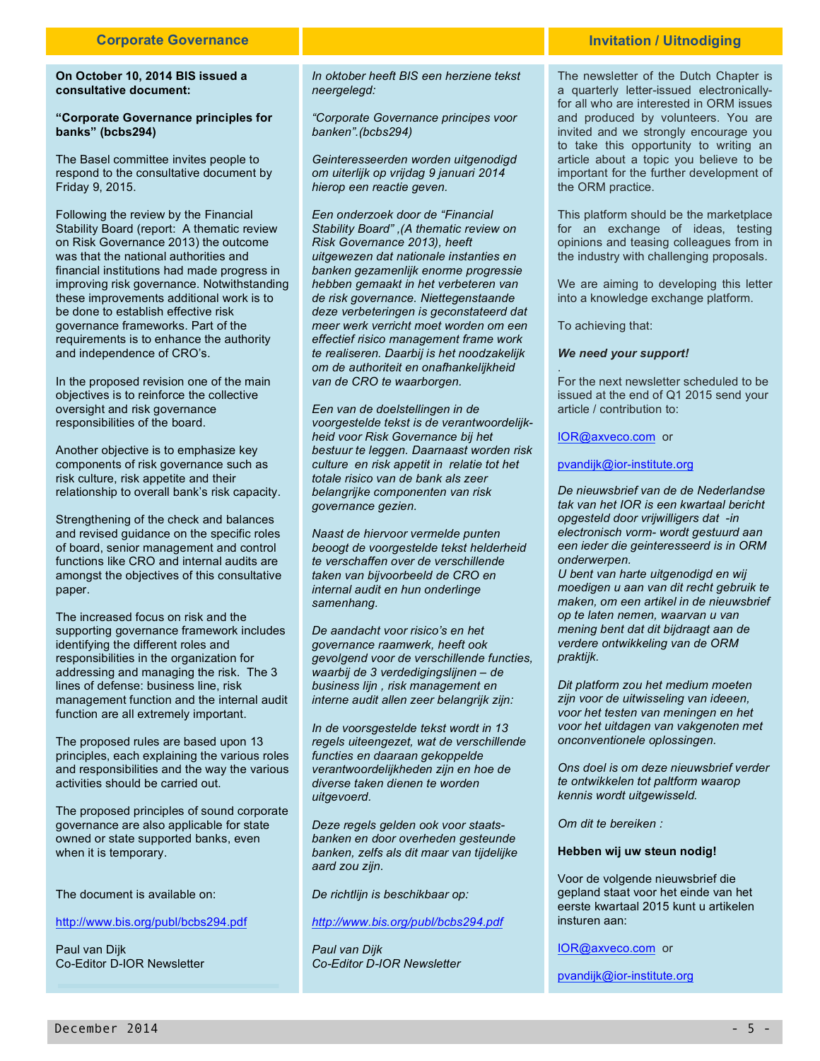## Corporate Governance

**On October 10, 2014 BIS issued a consultative document:**

**"Corporate Governance principles for banks" (bcbs294)**

The Basel committee invites people to respond to the consultative document by Friday 9, 2015.

Following the review by the Financial Stability Board (report: A thematic review on Risk Governance 2013) the outcome was that the national authorities and financial institutions had made progress in improving risk governance. Notwithstanding these improvements additional work is to be done to establish effective risk governance frameworks. Part of the requirements is to enhance the authority and independence of CRO's.

In the proposed revision one of the main objectives is to reinforce the collective oversight and risk governance responsibilities of the board.

Another objective is to emphasize key components of risk governance such as risk culture, risk appetite and their relationship to overall bank's risk capacity.

Strengthening of the check and balances and revised guidance on the specific roles of board, senior management and control functions like CRO and internal audits are amongst the objectives of this consultative paper.

The increased focus on risk and the supporting governance framework includes identifying the different roles and responsibilities in the organization for addressing and managing the risk. The 3 lines of defense: business line, risk management function and the internal audit function are all extremely important.

The proposed rules are based upon 13 principles, each explaining the various roles and responsibilities and the way the various activities should be carried out.

The proposed principles of sound corporate governance are also applicable for state owned or state supported banks, even when it is temporary.

The document is available on:

http://www.bis.org/publ/bcbs294.pdf

Paul van Dijk
Co-Editor D-IOR Newsletter

*In oktober heeft BIS een herziene tekst neergelegd:*

*"Corporate Governance principes voor banken".(bcbs294)*

*Geinteresseerden worden uitgenodigd om uiterlijk op vrijdag 9 januari 2014 hierop een reactie geven.*

*Een onderzoek door de "Financial Stability Board" ,(A thematic review on Risk Governance 2013), heeft uitgewezen dat nationale instanties en banken gezamenlijk enorme progressie hebben gemaakt in het verbeteren van de risk governance. Niettegenstaande deze verbeteringen is geconstateerd dat meer werk verricht moet worden om een effectief risico management frame work te realiseren. Daarbij is het noodzakelijk om de authoriteit en onafhankelijkheid van de CRO te waarborgen.*

*Een van de doelstellingen in de voorgestelde tekst is de verantwoordelijkheid voor Risk Governance bij het bestuur te leggen. Daarnaast worden risk culture en risk appetit in relatie tot het totale risico van de bank als zeer belangrijke componenten van risk governance gezien.*

*Naast de hiervoor vermelde punten beoogt de voorgestelde tekst helderheid te verschaffen over de verschillende taken van bijvoorbeeld de CRO en internal audit en hun onderlinge samenhang.*

*De aandacht voor risico's en het governance raamwerk, heeft ook gevolgd voor de verschillende functies, waarbij de 3 verdedigingslijnen – de business lijn , risk management en interne audit allen zeer belangrijk zijn:*

*In de voorsgestelde tekst wordt in 13 regels uiteengezet, wat de verschillende functies en daaraan gekoppelde verantwoordelijkheden zijn en hoe de diverse taken dienen te worden uitgevoerd.*

*Deze regels gelden ook voor staats-banken en door overheden gesteunde banken, zelfs als dit maar van tijdelijke aard zou zijn.*

*De richtlijn is beschikbaar op:*

*http://www.bis.org/publ/bcbs294.pdf*

*Paul van Dijk*
*Co-Editor D-IOR Newsletter*

## Invitation / Uitnodiging

The newsletter of the Dutch Chapter is a quarterly letter-issued electronically- for all who are interested in ORM issues and produced by volunteers. You are invited and we strongly encourage you to take this opportunity to writing an article about a topic you believe to be important for the further development of the ORM practice.

This platform should be the marketplace for an exchange of ideas, testing opinions and teasing colleagues from in the industry with challenging proposals.

We are aiming to developing this letter into a knowledge exchange platform.

To achieving that:

***We need your support!***

.
For the next newsletter scheduled to be issued at the end of Q1 2015 send your article / contribution to:

IOR@axveco.com or

pvandijk@ior-institute.org

*De nieuwsbrief van de de Nederlandse tak van het IOR is een kwartaal bericht opgesteld door vrijwilligers dat -in electronisch vorm- wordt gestuurd aan een ieder die geinteresseerd is in ORM onderwerpen.*
*U bent van harte uitgenodigd en wij moedigen u aan van dit recht gebruik te maken, om een artikel in de nieuwsbrief op te laten nemen, waarvan u van mening bent dat dit bijdraagt aan de verdere ontwikkeling van de ORM praktijk.*

*Dit platform zou het medium moeten zijn voor de uitwisseling van ideeen, voor het testen van meningen en het voor het uitdagen van vakgenoten met onconventionele oplossingen.*

*Ons doel is om deze nieuwsbrief verder te ontwikkelen tot paltform waarop kennis wordt uitgewisseld.*

*Om dit te bereiken :*

**Hebben wij uw steun nodig!**

Voor de volgende nieuwsbrief die gepland staat voor het einde van het eerste kwartaal 2015 kunt u artikelen insturen aan:

IOR@axveco.com or

pvandijk@ior-institute.org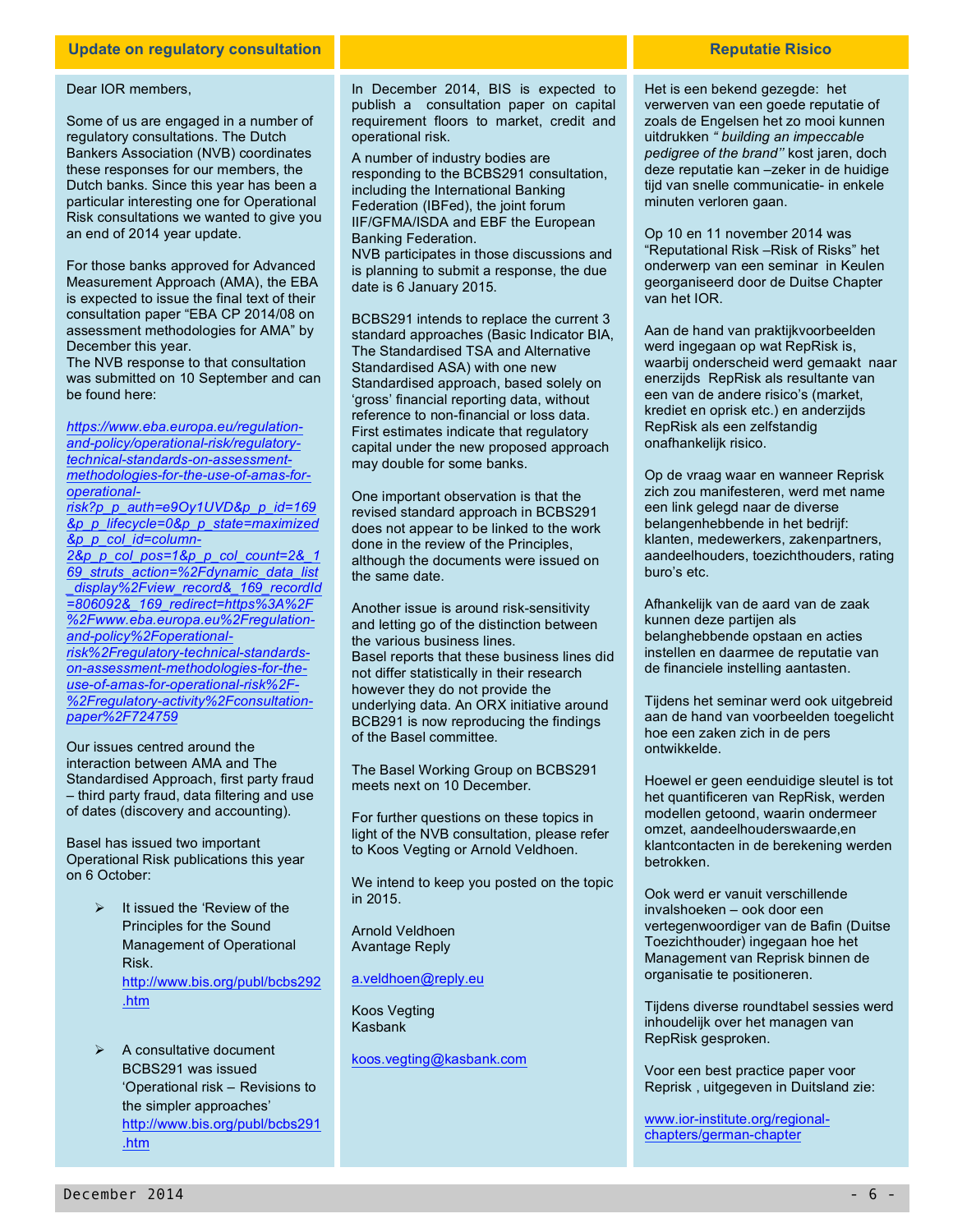## Update on regulatory consultation

Dear IOR members,

Some of us are engaged in a number of regulatory consultations. The Dutch Bankers Association (NVB) coordinates these responses for our members, the Dutch banks. Since this year has been a particular interesting one for Operational Risk consultations we wanted to give you an end of 2014 year update.

For those banks approved for Advanced Measurement Approach (AMA), the EBA is expected to issue the final text of their consultation paper "EBA CP 2014/08 on assessment methodologies for AMA" by December this year.
The NVB response to that consultation was submitted on 10 September and can be found here:

https://www.eba.europa.eu/regulation-and-policy/operational-risk/regulatory-technical-standards-on-assessment-methodologies-for-the-use-of-amas-for-operational-risk?p_p_auth=e9Oy1UVD&p_p_id=169&p_p_lifecycle=0&p_p_state=maximized&p_p_col_id=column-2&p_p_col_pos=1&p_p_col_count=2&_169_struts_action=%2Fdynamic_data_list_display%2Fview_record&_169_recordId=806092&_169_redirect=https%3A%2F%2Fwww.eba.europa.eu%2Fregulation-and-policy%2Foperational-risk%2Fregulatory-technical-standards-on-assessment-methodologies-for-the-use-of-amas-for-operational-risk%2F-%2Fregulatory-activity%2Fconsultation-paper%2F724759

Our issues centred around the interaction between AMA and The Standardised Approach, first party fraud – third party fraud, data filtering and use of dates (discovery and accounting).

Basel has issued two important Operational Risk publications this year on 6 October:

- It issued the 'Review of the Principles for the Sound Management of Operational Risk.
  http://www.bis.org/publ/bcbs292.htm
- A consultative document BCBS291 was issued 'Operational risk – Revisions to the simpler approaches'
  http://www.bis.org/publ/bcbs291.htm

In December 2014, BIS is expected to publish a consultation paper on capital requirement floors to market, credit and operational risk.

A number of industry bodies are responding to the BCBS291 consultation, including the International Banking Federation (IBFed), the joint forum IIF/GFMA/ISDA and EBF the European Banking Federation.
NVB participates in those discussions and is planning to submit a response, the due date is 6 January 2015.

BCBS291 intends to replace the current 3 standard approaches (Basic Indicator BIA, The Standardised TSA and Alternative Standardised ASA) with one new Standardised approach, based solely on 'gross' financial reporting data, without reference to non-financial or loss data. First estimates indicate that regulatory capital under the new proposed approach may double for some banks.

One important observation is that the revised standard approach in BCBS291 does not appear to be linked to the work done in the review of the Principles, although the documents were issued on the same date.

Another issue is around risk-sensitivity and letting go of the distinction between the various business lines.
Basel reports that these business lines did not differ statistically in their research however they do not provide the underlying data. An ORX initiative around BCB291 is now reproducing the findings of the Basel committee.

The Basel Working Group on BCBS291 meets next on 10 December.

For further questions on these topics in light of the NVB consultation, please refer to Koos Vegting or Arnold Veldhoen.

We intend to keep you posted on the topic in 2015.

Arnold Veldhoen
Avantage Reply

a.veldhoen@reply.eu

Koos Vegting
Kasbank

koos.vegting@kasbank.com

## Reputatie Risico

Het is een bekend gezegde: het verwerven van een goede reputatie of zoals de Engelsen het zo mooi kunnen uitdrukken *" building an impeccable pedigree of the brand"* kost jaren, doch deze reputatie kan –zeker in de huidige tijd van snelle communicatie- in enkele minuten verloren gaan.

Op 10 en 11 november 2014 was "Reputational Risk –Risk of Risks" het onderwerp van een seminar in Keulen georganiseerd door de Duitse Chapter van het IOR.

Aan de hand van praktijkvoorbeelden werd ingegaan op wat RepRisk is, waarbij onderscheid werd gemaakt naar enerzijds RepRisk als resultante van een van de andere risico's (market, krediet en oprisk etc.) en anderzijds RepRisk als een zelfstandig onafhankelijk risico.

Op de vraag waar en wanneer Reprisk zich zou manifesteren, werd met name een link gelegd naar de diverse belangenhebbende in het bedrijf: klanten, medewerkers, zakenpartners, aandeelhouders, toezichthouders, rating buro's etc.

Afhankelijk van de aard van de zaak kunnen deze partijen als belanghebbende opstaan en acties instellen en daarmee de reputatie van de financiele instelling aantasten.

Tijdens het seminar werd ook uitgebreid aan de hand van voorbeelden toegelicht hoe een zaken zich in de pers ontwikkelde.

Hoewel er geen eenduidige sleutel is tot het quantificeren van RepRisk, werden modellen getoond, waarin ondermeer omzet, aandeelhouderswaarde,en klantcontacten in de berekening werden betrokken.

Ook werd er vanuit verschillende invalshoeken – ook door een vertegenwoordiger van de Bafin (Duitse Toezichthouder) ingegaan hoe het Management van Reprisk binnen de organisatie te positioneren.

Tijdens diverse roundtabel sessies werd inhoudelijk over het managen van RepRisk gesproken.

Voor een best practice paper voor Reprisk , uitgegeven in Duitsland zie:

www.ior-institute.org/regional-chapters/german-chapter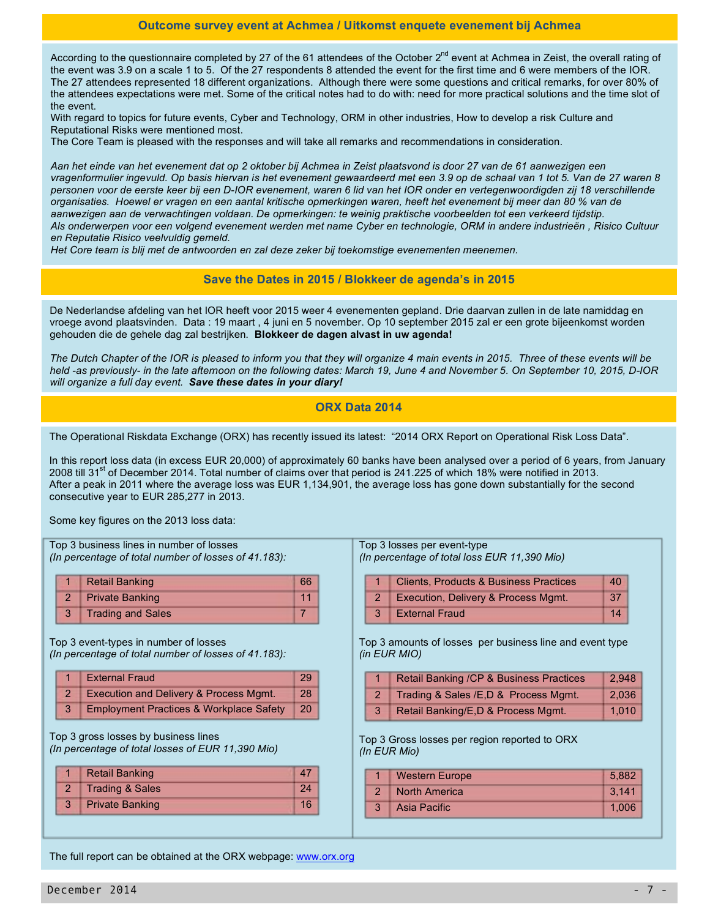## Outcome survey event at Achmea / Uitkomst enquete evenement bij Achmea

According to the questionnaire completed by 27 of the 61 attendees of the October 2nd event at Achmea in Zeist, the overall rating of the event was 3.9 on a scale 1 to 5. Of the 27 respondents 8 attended the event for the first time and 6 were members of the IOR. The 27 attendees represented 18 different organizations. Although there were some questions and critical remarks, for over 80% of the attendees expectations were met. Some of the critical notes had to do with: need for more practical solutions and the time slot of the event.
With regard to topics for future events, Cyber and Technology, ORM in other industries, How to develop a risk Culture and Reputational Risks were mentioned most.
The Core Team is pleased with the responses and will take all remarks and recommendations in consideration.

*Aan het einde van het evenement dat op 2 oktober bij Achmea in Zeist plaatsvond is door 27 van de 61 aanwezigen een vragenformulier ingevuld. Op basis hiervan is het evenement gewaardeerd met een 3.9 op de schaal van 1 tot 5. Van de 27 waren 8 personen voor de eerste keer bij een D-IOR evenement, waren 6 lid van het IOR onder en vertegenwoordigden zij 18 verschillende organisaties. Hoewel er vragen en een aantal kritische opmerkingen waren, heeft het evenement bij meer dan 80 % van de aanwezigen aan de verwachtingen voldaan. De opmerkingen: te weinig praktische voorbeelden tot een verkeerd tijdstip.*
*Als onderwerpen voor een volgend evenement werden met name Cyber en technologie, ORM in andere industrieën , Risico Cultuur en Reputatie Risico veelvuldig gemeld.*
*Het Core team is blij met de antwoorden en zal deze zeker bij toekomstige evenementen meenemen.*

## Save the Dates in 2015 / Blokkeer de agenda's in 2015

De Nederlandse afdeling van het IOR heeft voor 2015 weer 4 evenementen gepland. Drie daarvan zullen in de late namiddag en vroege avond plaatsvinden. Data : 19 maart , 4 juni en 5 november. Op 10 september 2015 zal er een grote bijeenkomst worden gehouden die de gehele dag zal bestrijken. **Blokkeer de dagen alvast in uw agenda!**

*The Dutch Chapter of the IOR is pleased to inform you that they will organize 4 main events in 2015. Three of these events will be held -as previously- in the late afternoon on the following dates: March 19, June 4 and November 5. On September 10, 2015, D-IOR will organize a full day event.* ***Save these dates in your diary!***

## ORX Data 2014

The Operational Riskdata Exchange (ORX) has recently issued its latest: "2014 ORX Report on Operational Risk Loss Data".

In this report loss data (in excess EUR 20,000) of approximately 60 banks have been analysed over a period of 6 years, from January 2008 till 31st of December 2014. Total number of claims over that period is 241.225 of which 18% were notified in 2013.
After a peak in 2011 where the average loss was EUR 1,134,901, the average loss has gone down substantially for the second consecutive year to EUR 285,277 in 2013.

Some key figures on the 2013 loss data:

Top 3 business lines in number of losses
*(In percentage of total number of losses of 41.183):*

| | | |
|---|---|---|
| 1 | Retail Banking | 66 |
| 2 | Private Banking | 11 |
| 3 | Trading and Sales | 7 |

Top 3 event-types in number of losses
*(In percentage of total number of losses of 41.183):*

| | | |
|---|---|---|
| 1 | External Fraud | 29 |
| 2 | Execution and Delivery & Process Mgmt. | 28 |
| 3 | Employment Practices & Workplace Safety | 20 |

Top 3 gross losses by business lines
*(In percentage of total losses of EUR 11,390 Mio)*

| | | |
|---|---|---|
| 1 | Retail Banking | 47 |
| 2 | Trading & Sales | 24 |
| 3 | Private Banking | 16 |

Top 3 losses per event-type
*(In percentage of total loss EUR 11,390 Mio)*

| | | |
|---|---|---|
| 1 | Clients, Products & Business Practices | 40 |
| 2 | Execution, Delivery & Process Mgmt. | 37 |
| 3 | External Fraud | 14 |

Top 3 amounts of losses per business line and event type
*(in EUR MIO)*

| | | |
|---|---|---|
| 1 | Retail Banking /CP & Business Practices | 2,948 |
| 2 | Trading & Sales /E,D & Process Mgmt. | 2,036 |
| 3 | Retail Banking/E,D & Process Mgmt. | 1,010 |

Top 3 Gross losses per region reported to ORX
*(In EUR Mio)*

| | | |
|---|---|---|
| 1 | Western Europe | 5,882 |
| 2 | North America | 3,141 |
| 3 | Asia Pacific | 1,006 |

The full report can be obtained at the ORX webpage: www.orx.org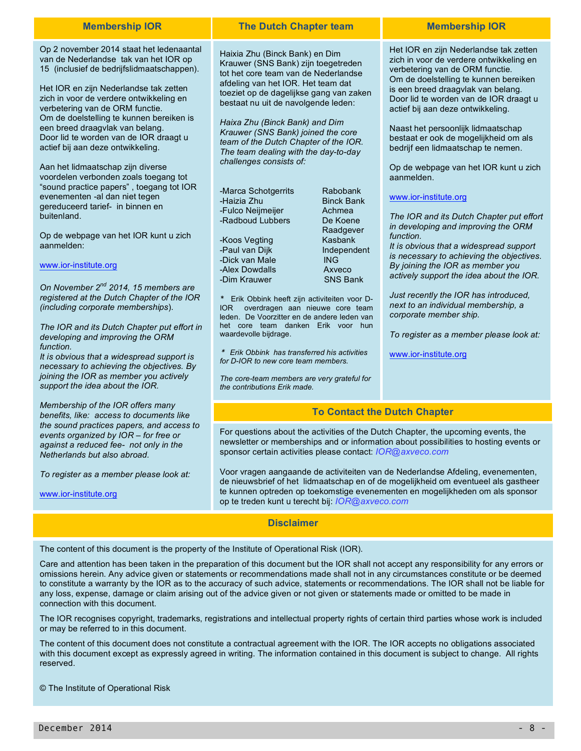## Membership IOR

Op 2 november 2014 staat het ledenaantal van de Nederlandse tak van het IOR op 15 (inclusief de bedrijfslidmaatschappen).

Het IOR en zijn Nederlandse tak zetten zich in voor de verdere ontwikkeling en verbetering van de ORM functie.
Om de doelstelling te kunnen bereiken is een breed draagvlak van belang.
Door lid te worden van de IOR draagt u actief bij aan deze ontwikkeling.

Aan het lidmaatschap zijn diverse voordelen verbonden zoals toegang tot "sound practice papers" , toegang tot IOR evenementen -al dan niet tegen gereduceerd tarief- in binnen en buitenland.

Op de webpage van het IOR kunt u zich aanmelden:

www.ior-institute.org

*On November 2nd 2014, 15 members are registered at the Dutch Chapter of the IOR (including corporate memberships).*

*The IOR and its Dutch Chapter put effort in developing and improving the ORM function.*
*It is obvious that a widespread support is necessary to achieving the objectives. By joining the IOR as member you actively support the idea about the IOR.*

*Membership of the IOR offers many benefits, like: access to documents like the sound practices papers, and access to events organized by IOR – for free or against a reduced fee- not only in the Netherlands but also abroad.*

*To register as a member please look at:*

www.ior-institute.org

## The Dutch Chapter team

Haixia Zhu (Binck Bank) en Dim Krauwer (SNS Bank) zijn toegetreden tot het core team van de Nederlandse afdeling van het IOR. Het team dat toeziet op de dagelijkse gang van zaken bestaat nu uit de navolgende leden:

*Haixa Zhu (Binck Bank) and Dim Krauwer (SNS Bank) joined the core team of the Dutch Chapter of the IOR. The team dealing with the day-to-day challenges consists of:*

| | |
|---|---|
| -Marca Schotgerrits | Rabobank |
| -Haizia Zhu | Binck Bank |
| -Fulco Neijmeijer | Achmea |
| -Radboud Lubbers | De Koene Raadgever |
| -Koos Vegting | Kasbank |
| -Paul van Dijk | Independent |
| -Dick van Male | ING |
| -Alex Dowdalls | Axveco |
| -Dim Krauwer | SNS Bank |

\* Erik Obbink heeft zijn activiteiten voor D-IOR overdragen aan nieuwe core team leden. De Voorzitter en de andere leden van het core team danken Erik voor hun waardevolle bijdrage.

*\* Erik Obbink has transferred his activities for D-IOR to new core team members.*

*The core-team members are very grateful for the contributions Erik made.*

## Membership IOR

Het IOR en zijn Nederlandse tak zetten zich in voor de verdere ontwikkeling en verbetering van de ORM functie.
Om de doelstelling te kunnen bereiken is een breed draagvlak van belang.
Door lid te worden van de IOR draagt u actief bij aan deze ontwikkeling.

Naast het persoonlijk lidmaatschap bestaat er ook de mogelijkheid om als bedrijf een lidmaatschap te nemen.

Op de webpage van het IOR kunt u zich aanmelden.

www.ior-institute.org

*The IOR and its Dutch Chapter put effort in developing and improving the ORM function.*
*It is obvious that a widespread support is necessary to achieving the objectives. By joining the IOR as member you actively support the idea about the IOR.*

*Just recently the IOR has introduced, next to an individual membership, a corporate member ship.*

*To register as a member please look at:*

www.ior-institute.org

## To Contact the Dutch Chapter

For questions about the activities of the Dutch Chapter, the upcoming events, the newsletter or memberships and or information about possibilities to hosting events or sponsor certain activities please contact: *IOR@axveco.com*

Voor vragen aangaande de activiteiten van de Nederlandse Afdeling, evenementen, de nieuwsbrief of het lidmaatschap en of de mogelijkheid om eventueel als gastheer te kunnen optreden op toekomstige evenementen en mogelijkheden om als sponsor op te treden kunt u terecht bij: *IOR@axveco.com*

## Disclaimer

The content of this document is the property of the Institute of Operational Risk (IOR).

Care and attention has been taken in the preparation of this document but the IOR shall not accept any responsibility for any errors or omissions herein. Any advice given or statements or recommendations made shall not in any circumstances constitute or be deemed to constitute a warranty by the IOR as to the accuracy of such advice, statements or recommendations. The IOR shall not be liable for any loss, expense, damage or claim arising out of the advice given or not given or statements made or omitted to be made in connection with this document.

The IOR recognises copyright, trademarks, registrations and intellectual property rights of certain third parties whose work is included or may be referred to in this document.

The content of this document does not constitute a contractual agreement with the IOR. The IOR accepts no obligations associated with this document except as expressly agreed in writing. The information contained in this document is subject to change. All rights reserved.

© The Institute of Operational Risk